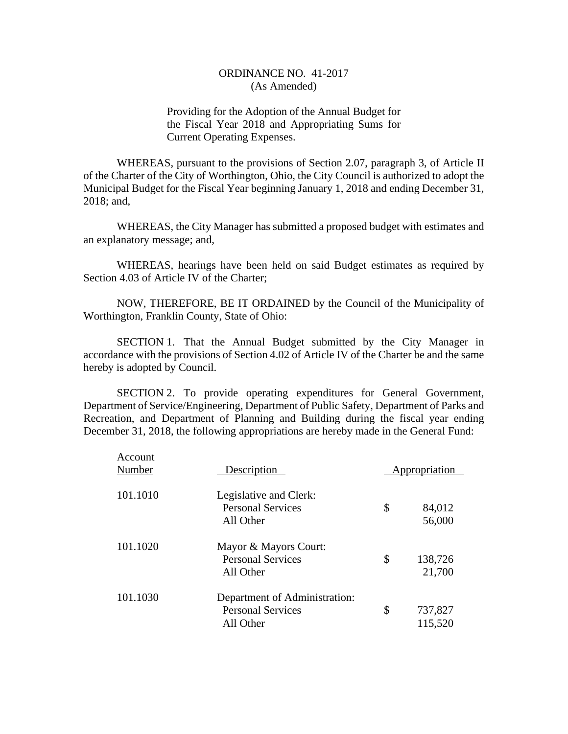# ORDINANCE NO. 41-2017
(As Amended)

Providing for the Adoption of the Annual Budget for the Fiscal Year 2018 and Appropriating Sums for Current Operating Expenses.

WHEREAS, pursuant to the provisions of Section 2.07, paragraph 3, of Article II of the Charter of the City of Worthington, Ohio, the City Council is authorized to adopt the Municipal Budget for the Fiscal Year beginning January 1, 2018 and ending December 31, 2018; and,

WHEREAS, the City Manager has submitted a proposed budget with estimates and an explanatory message; and,

WHEREAS, hearings have been held on said Budget estimates as required by Section 4.03 of Article IV of the Charter;

NOW, THEREFORE, BE IT ORDAINED by the Council of the Municipality of Worthington, Franklin County, State of Ohio:

SECTION 1. That the Annual Budget submitted by the City Manager in accordance with the provisions of Section 4.02 of Article IV of the Charter be and the same hereby is adopted by Council.

SECTION 2. To provide operating expenditures for General Government, Department of Service/Engineering, Department of Public Safety, Department of Parks and Recreation, and Department of Planning and Building during the fiscal year ending December 31, 2018, the following appropriations are hereby made in the General Fund:

| Account Number | Description | Appropriation |
|---|---|---|
| 101.1010 | Legislative and Clerk: | |
| | Personal Services | $ 84,012 |
| | All Other | 56,000 |
| 101.1020 | Mayor & Mayors Court: | |
| | Personal Services | $ 138,726 |
| | All Other | 21,700 |
| 101.1030 | Department of Administration: | |
| | Personal Services | $ 737,827 |
| | All Other | 115,520 |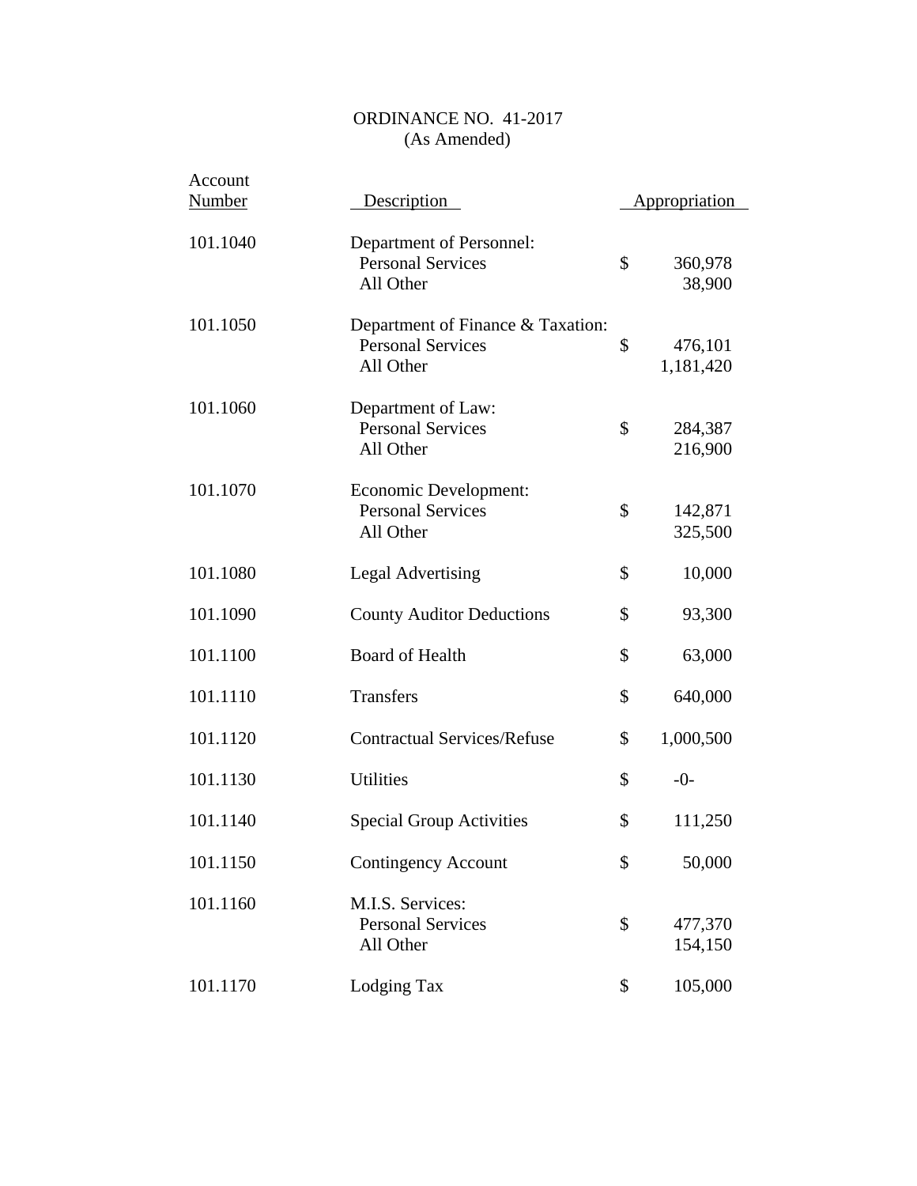ORDINANCE NO. 41-2017
(As Amended)

| Account Number | Description | Appropriation |
|---|---|---|
| 101.1040 | Department of Personnel: | |
| | Personal Services | $ 360,978 |
| | All Other | 38,900 |
| 101.1050 | Department of Finance & Taxation: | |
| | Personal Services | $ 476,101 |
| | All Other | 1,181,420 |
| 101.1060 | Department of Law: | |
| | Personal Services | $ 284,387 |
| | All Other | 216,900 |
| 101.1070 | Economic Development: | |
| | Personal Services | $ 142,871 |
| | All Other | 325,500 |
| 101.1080 | Legal Advertising | $ 10,000 |
| 101.1090 | County Auditor Deductions | $ 93,300 |
| 101.1100 | Board of Health | $ 63,000 |
| 101.1110 | Transfers | $ 640,000 |
| 101.1120 | Contractual Services/Refuse | $ 1,000,500 |
| 101.1130 | Utilities | $ -0- |
| 101.1140 | Special Group Activities | $ 111,250 |
| 101.1150 | Contingency Account | $ 50,000 |
| 101.1160 | M.I.S. Services: | |
| | Personal Services | $ 477,370 |
| | All Other | 154,150 |
| 101.1170 | Lodging Tax | $ 105,000 |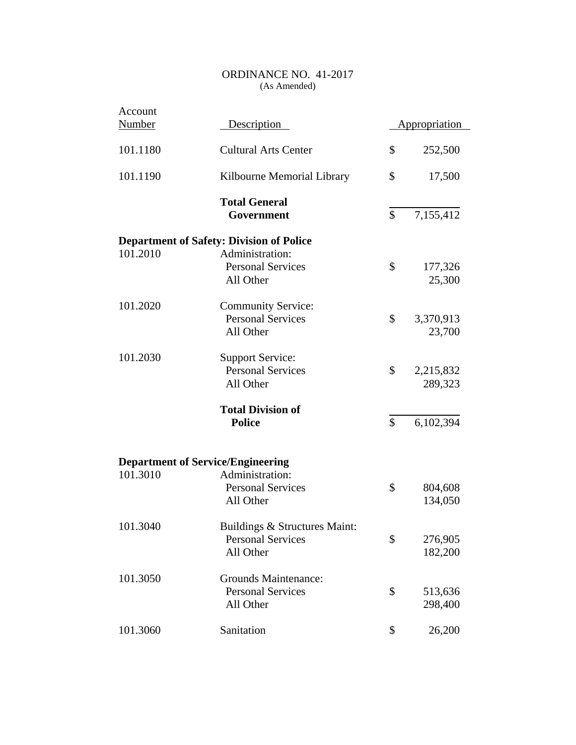ORDINANCE NO. 41-2017
(As Amended)

| Account Number | Description | Appropriation |
|---|---|---|
| 101.1180 | Cultural Arts Center | $ 252,500 |
| 101.1190 | Kilbourne Memorial Library | $ 17,500 |
| | **Total General Government** | $ 7,155,412 |
| **Department of Safety: Division of Police** | | |
| 101.2010 | Administration: | |
| | Personal Services | $ 177,326 |
| | All Other | 25,300 |
| 101.2020 | Community Service: | |
| | Personal Services | $ 3,370,913 |
| | All Other | 23,700 |
| 101.2030 | Support Service: | |
| | Personal Services | $ 2,215,832 |
| | All Other | 289,323 |
| | **Total Division of Police** | $ 6,102,394 |
| **Department of Service/Engineering** | | |
| 101.3010 | Administration: | |
| | Personal Services | $ 804,608 |
| | All Other | 134,050 |
| 101.3040 | Buildings & Structures Maint: | |
| | Personal Services | $ 276,905 |
| | All Other | 182,200 |
| 101.3050 | Grounds Maintenance: | |
| | Personal Services | $ 513,636 |
| | All Other | 298,400 |
| 101.3060 | Sanitation | $ 26,200 |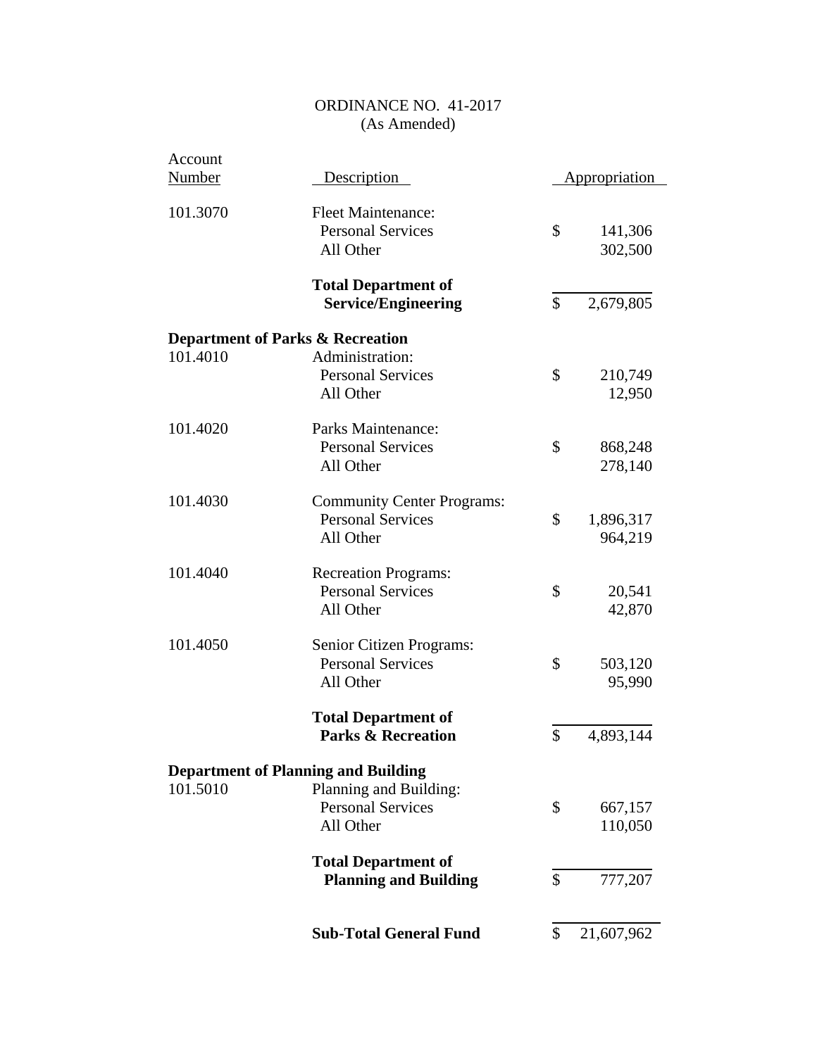ORDINANCE NO. 41-2017
(As Amended)

| Account Number | Description | Appropriation |
|---|---|---|
| 101.3070 | Fleet Maintenance: | |
| | Personal Services | $ 141,306 |
| | All Other | 302,500 |
| | **Total Department of Service/Engineering** | $ 2,679,805 |
| **Department of Parks & Recreation** | | |
| 101.4010 | Administration: | |
| | Personal Services | $ 210,749 |
| | All Other | 12,950 |
| 101.4020 | Parks Maintenance: | |
| | Personal Services | $ 868,248 |
| | All Other | 278,140 |
| 101.4030 | Community Center Programs: | |
| | Personal Services | $ 1,896,317 |
| | All Other | 964,219 |
| 101.4040 | Recreation Programs: | |
| | Personal Services | $ 20,541 |
| | All Other | 42,870 |
| 101.4050 | Senior Citizen Programs: | |
| | Personal Services | $ 503,120 |
| | All Other | 95,990 |
| | **Total Department of Parks & Recreation** | $ 4,893,144 |
| **Department of Planning and Building** | | |
| 101.5010 | Planning and Building: | |
| | Personal Services | $ 667,157 |
| | All Other | 110,050 |
| | **Total Department of Planning and Building** | $ 777,207 |
| | **Sub-Total General Fund** | $ 21,607,962 |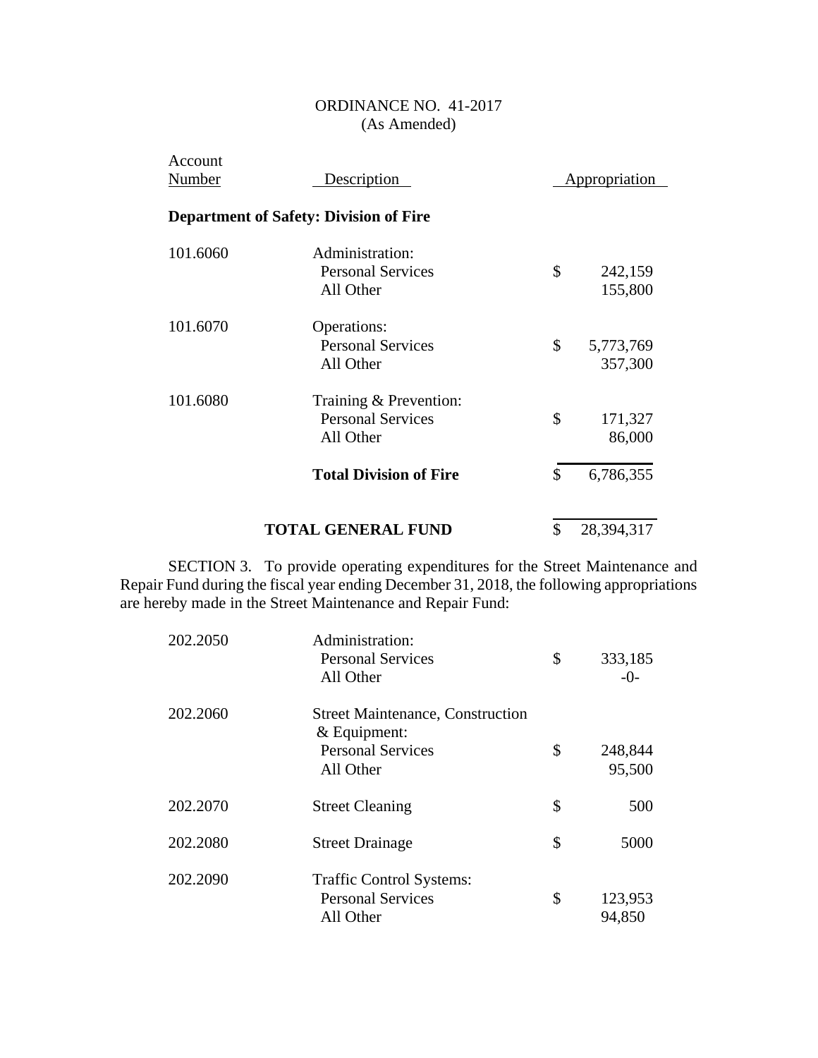ORDINANCE NO. 41-2017
(As Amended)

| Account Number | Description | Appropriation |
|---|---|---|
| | **Department of Safety: Division of Fire** | |
| 101.6060 | Administration: | |
| | Personal Services | $ 242,159 |
| | All Other | 155,800 |
| 101.6070 | Operations: | |
| | Personal Services | $ 5,773,769 |
| | All Other | 357,300 |
| 101.6080 | Training & Prevention: | |
| | Personal Services | $ 171,327 |
| | All Other | 86,000 |
| | **Total Division of Fire** | $ 6,786,355 |
| | **TOTAL GENERAL FUND** | $ 28,394,317 |

SECTION 3. To provide operating expenditures for the Street Maintenance and Repair Fund during the fiscal year ending December 31, 2018, the following appropriations are hereby made in the Street Maintenance and Repair Fund:

| Account Number | Description | Appropriation |
|---|---|---|
| 202.2050 | Administration: | |
| | Personal Services | $ 333,185 |
| | All Other | -0- |
| 202.2060 | Street Maintenance, Construction & Equipment: | |
| | Personal Services | $ 248,844 |
| | All Other | 95,500 |
| 202.2070 | Street Cleaning | $ 500 |
| 202.2080 | Street Drainage | $ 5000 |
| 202.2090 | Traffic Control Systems: | |
| | Personal Services | $ 123,953 |
| | All Other | 94,850 |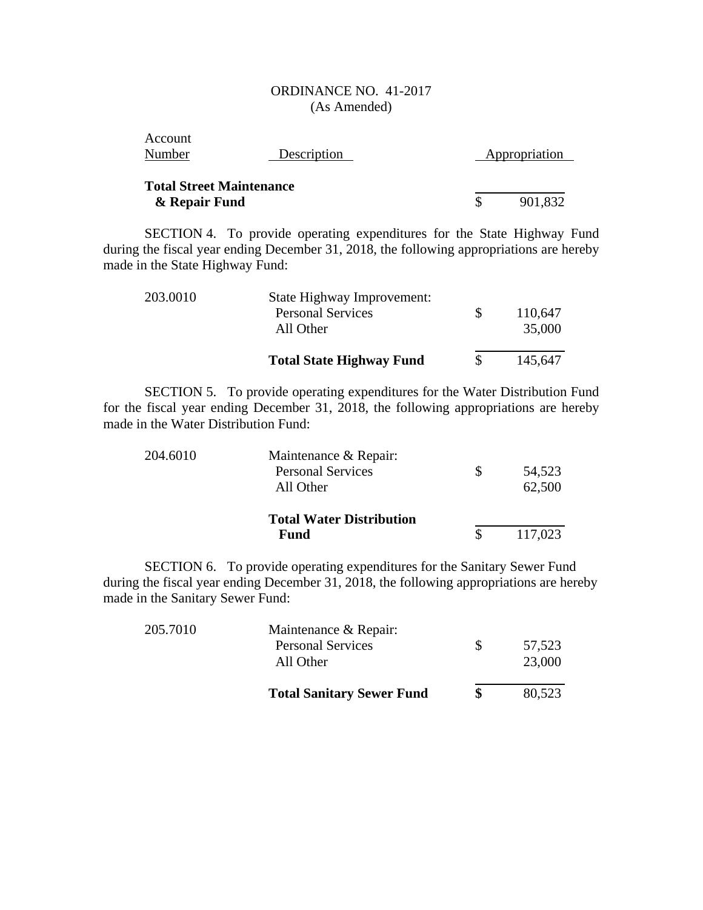ORDINANCE NO. 41-2017
(As Amended)

| Account Number | Description | Appropriation |
|---|---|---|
| **Total Street Maintenance & Repair Fund** | | $ 901,832 |

SECTION 4. To provide operating expenditures for the State Highway Fund during the fiscal year ending December 31, 2018, the following appropriations are hereby made in the State Highway Fund:

| Account Number | Description | Appropriation |
|---|---|---|
| 203.0010 | State Highway Improvement: | |
| | Personal Services | $ 110,647 |
| | All Other | 35,000 |
| | **Total State Highway Fund** | $ 145,647 |

SECTION 5. To provide operating expenditures for the Water Distribution Fund for the fiscal year ending December 31, 2018, the following appropriations are hereby made in the Water Distribution Fund:

| Account Number | Description | Appropriation |
|---|---|---|
| 204.6010 | Maintenance & Repair: | |
| | Personal Services | $ 54,523 |
| | All Other | 62,500 |
| | **Total Water Distribution Fund** | $ 117,023 |

SECTION 6. To provide operating expenditures for the Sanitary Sewer Fund during the fiscal year ending December 31, 2018, the following appropriations are hereby made in the Sanitary Sewer Fund:

| Account Number | Description | Appropriation |
|---|---|---|
| 205.7010 | Maintenance & Repair: | |
| | Personal Services | $ 57,523 |
| | All Other | 23,000 |
| | **Total Sanitary Sewer Fund** | **$** 80,523 |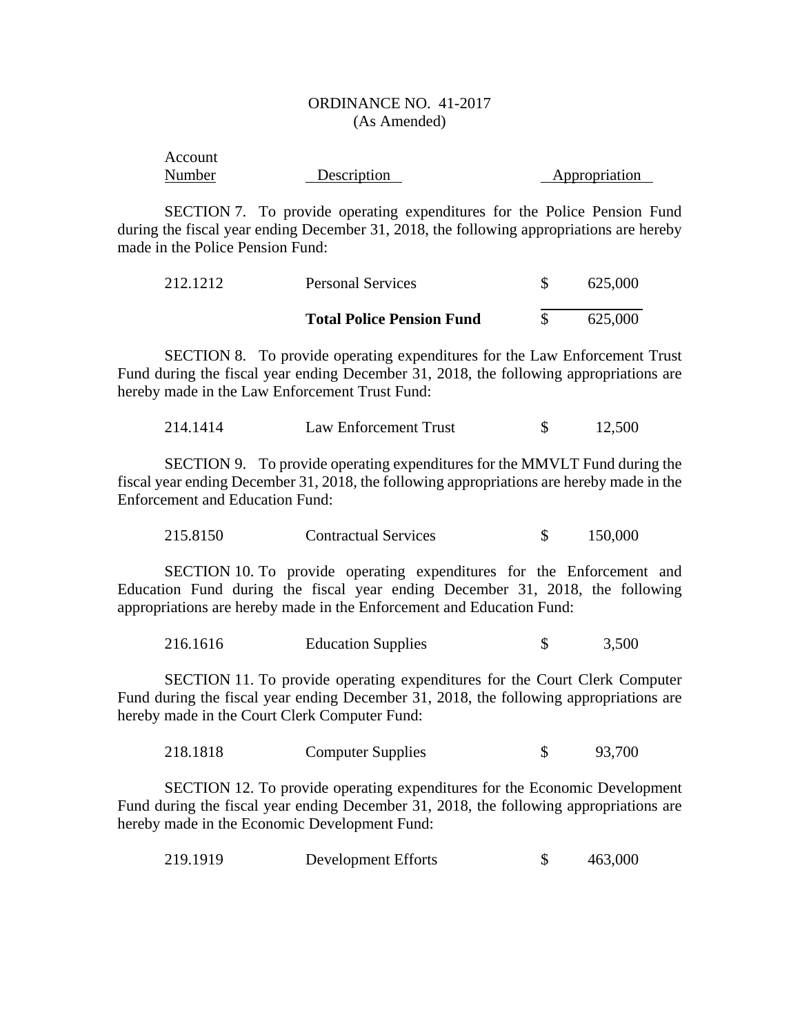ORDINANCE NO. 41-2017
(As Amended)

| Account Number | Description | | Appropriation |
|---|---|---|---|

SECTION 7. To provide operating expenditures for the Police Pension Fund during the fiscal year ending December 31, 2018, the following appropriations are hereby made in the Police Pension Fund:

| | | | |
|---|---|---|---|
| 212.1212 | Personal Services | $ | 625,000 |
| | **Total Police Pension Fund** | $ | 625,000 |

SECTION 8. To provide operating expenditures for the Law Enforcement Trust Fund during the fiscal year ending December 31, 2018, the following appropriations are hereby made in the Law Enforcement Trust Fund:

| | | | |
|---|---|---|---|
| 214.1414 | Law Enforcement Trust | $ | 12,500 |

SECTION 9. To provide operating expenditures for the MMVLT Fund during the fiscal year ending December 31, 2018, the following appropriations are hereby made in the Enforcement and Education Fund:

| | | | |
|---|---|---|---|
| 215.8150 | Contractual Services | $ | 150,000 |

SECTION 10. To provide operating expenditures for the Enforcement and Education Fund during the fiscal year ending December 31, 2018, the following appropriations are hereby made in the Enforcement and Education Fund:

| | | | |
|---|---|---|---|
| 216.1616 | Education Supplies | $ | 3,500 |

SECTION 11. To provide operating expenditures for the Court Clerk Computer Fund during the fiscal year ending December 31, 2018, the following appropriations are hereby made in the Court Clerk Computer Fund:

| | | | |
|---|---|---|---|
| 218.1818 | Computer Supplies | $ | 93,700 |

SECTION 12. To provide operating expenditures for the Economic Development Fund during the fiscal year ending December 31, 2018, the following appropriations are hereby made in the Economic Development Fund:

| | | | |
|---|---|---|---|
| 219.1919 | Development Efforts | $ | 463,000 |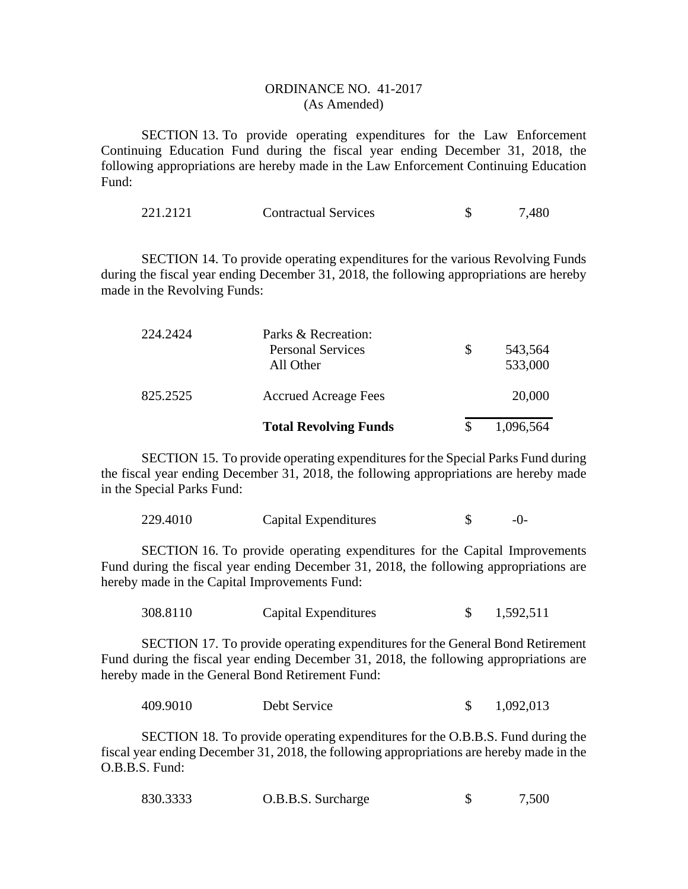ORDINANCE NO. 41-2017
(As Amended)

SECTION 13. To provide operating expenditures for the Law Enforcement Continuing Education Fund during the fiscal year ending December 31, 2018, the following appropriations are hereby made in the Law Enforcement Continuing Education Fund:

| | | | |
|---|---|---|---|
| 221.2121 | Contractual Services | $ | 7,480 |

SECTION 14. To provide operating expenditures for the various Revolving Funds during the fiscal year ending December 31, 2018, the following appropriations are hereby made in the Revolving Funds:

| | | | |
|---|---|---|---|
| 224.2424 | Parks & Recreation: | | |
| | Personal Services | $ | 543,564 |
| | All Other | | 533,000 |
| 825.2525 | Accrued Acreage Fees | | 20,000 |
| | **Total Revolving Funds** | $ | 1,096,564 |

SECTION 15. To provide operating expenditures for the Special Parks Fund during the fiscal year ending December 31, 2018, the following appropriations are hereby made in the Special Parks Fund:

| | | | |
|---|---|---|---|
| 229.4010 | Capital Expenditures | $ | -0- |

SECTION 16. To provide operating expenditures for the Capital Improvements Fund during the fiscal year ending December 31, 2018, the following appropriations are hereby made in the Capital Improvements Fund:

| | | | |
|---|---|---|---|
| 308.8110 | Capital Expenditures | $ | 1,592,511 |

SECTION 17. To provide operating expenditures for the General Bond Retirement Fund during the fiscal year ending December 31, 2018, the following appropriations are hereby made in the General Bond Retirement Fund:

| | | | |
|---|---|---|---|
| 409.9010 | Debt Service | $ | 1,092,013 |

SECTION 18. To provide operating expenditures for the O.B.B.S. Fund during the fiscal year ending December 31, 2018, the following appropriations are hereby made in the O.B.B.S. Fund:

| | | | |
|---|---|---|---|
| 830.3333 | O.B.B.S. Surcharge | $ | 7,500 |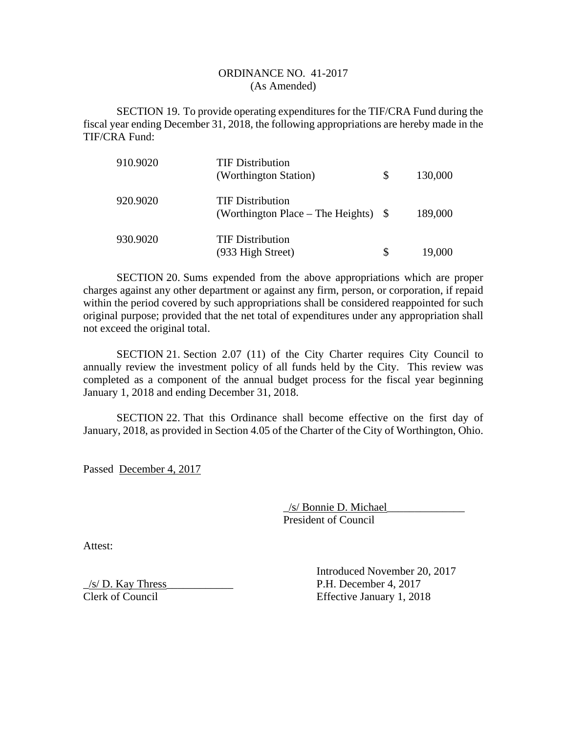ORDINANCE NO. 41-2017
(As Amended)

SECTION 19. To provide operating expenditures for the TIF/CRA Fund during the fiscal year ending December 31, 2018, the following appropriations are hereby made in the TIF/CRA Fund:

| | | | |
|---|---|---|---|
| 910.9020 | TIF Distribution (Worthington Station) | $ | 130,000 |
| 920.9020 | TIF Distribution (Worthington Place – The Heights) | $ | 189,000 |
| 930.9020 | TIF Distribution (933 High Street) | $ | 19,000 |

SECTION 20. Sums expended from the above appropriations which are proper charges against any other department or against any firm, person, or corporation, if repaid within the period covered by such appropriations shall be considered reappointed for such original purpose; provided that the net total of expenditures under any appropriation shall not exceed the original total.

SECTION 21. Section 2.07 (11) of the City Charter requires City Council to annually review the investment policy of all funds held by the City. This review was completed as a component of the annual budget process for the fiscal year beginning January 1, 2018 and ending December 31, 2018.

SECTION 22. That this Ordinance shall become effective on the first day of January, 2018, as provided in Section 4.05 of the Charter of the City of Worthington, Ohio.

Passed December 4, 2017

_/s/ Bonnie D. Michael______________
President of Council

Attest:

_/s/ D. Kay Thress____________
Clerk of Council

Introduced November 20, 2017
P.H. December 4, 2017
Effective January 1, 2018